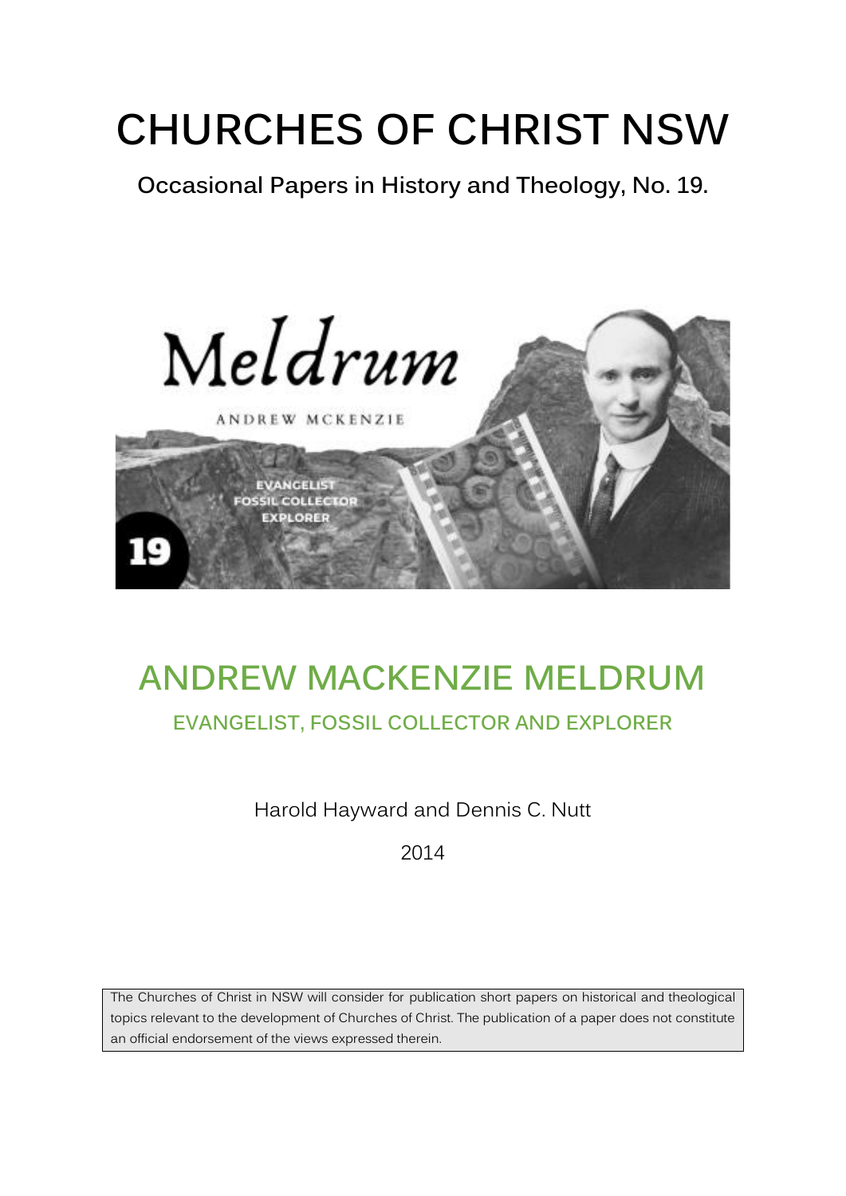# CHURCHES OF CHRIST NSW

**Occasional Papers in History and Theology, No. 19.**

Meldrum

ANDREW MCKENZIE

EVANGELIST
FOSSIL COLLECTOR
EXPLORER

19

## ANDREW MACKENZIE MELDRUM

### EVANGELIST, FOSSIL COLLECTOR AND EXPLORER

Harold Hayward and Dennis C. Nutt

2014

The Churches of Christ in NSW will consider for publication short papers on historical and theological topics relevant to the development of Churches of Christ. The publication of a paper does not constitute an official endorsement of the views expressed therein.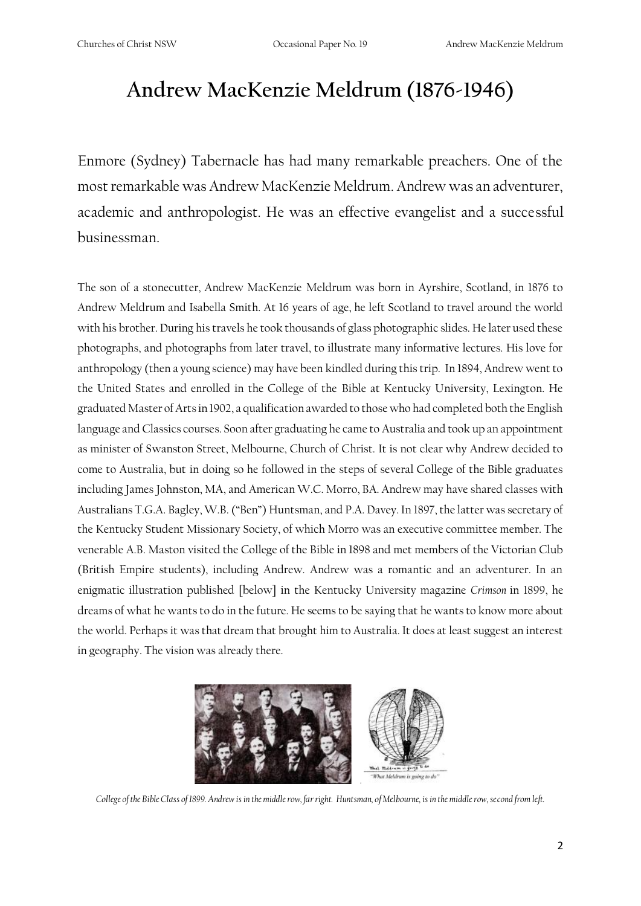# Andrew MacKenzie Meldrum (1876-1946)

Enmore (Sydney) Tabernacle has had many remarkable preachers. One of the most remarkable was Andrew MacKenzie Meldrum. Andrew was an adventurer, academic and anthropologist. He was an effective evangelist and a successful businessman.

The son of a stonecutter, Andrew MacKenzie Meldrum was born in Ayrshire, Scotland, in 1876 to Andrew Meldrum and Isabella Smith. At 16 years of age, he left Scotland to travel around the world with his brother. During his travels he took thousands of glass photographic slides. He later used these photographs, and photographs from later travel, to illustrate many informative lectures. His love for anthropology (then a young science) may have been kindled during this trip. In 1894, Andrew went to the United States and enrolled in the College of the Bible at Kentucky University, Lexington. He graduated Master of Arts in 1902, a qualification awarded to those who had completed both the English language and Classics courses. Soon after graduating he came to Australia and took up an appointment as minister of Swanston Street, Melbourne, Church of Christ. It is not clear why Andrew decided to come to Australia, but in doing so he followed in the steps of several College of the Bible graduates including James Johnston, MA, and American W.C. Morro, BA. Andrew may have shared classes with Australians T.G.A. Bagley, W.B. ("Ben") Huntsman, and P.A. Davey. In 1897, the latter was secretary of the Kentucky Student Missionary Society, of which Morro was an executive committee member. The venerable A.B. Maston visited the College of the Bible in 1898 and met members of the Victorian Club (British Empire students), including Andrew. Andrew was a romantic and an adventurer. In an enigmatic illustration published [below] in the Kentucky University magazine *Crimson* in 1899, he dreams of what he wants to do in the future. He seems to be saying that he wants to know more about the world. Perhaps it was that dream that brought him to Australia. It does at least suggest an interest in geography. The vision was already there.

"What Meldrum is going to do"

*College of the Bible Class of 1899. Andrew is in the middle row, far right. Huntsman, of Melbourne, is in the middle row, second from left.*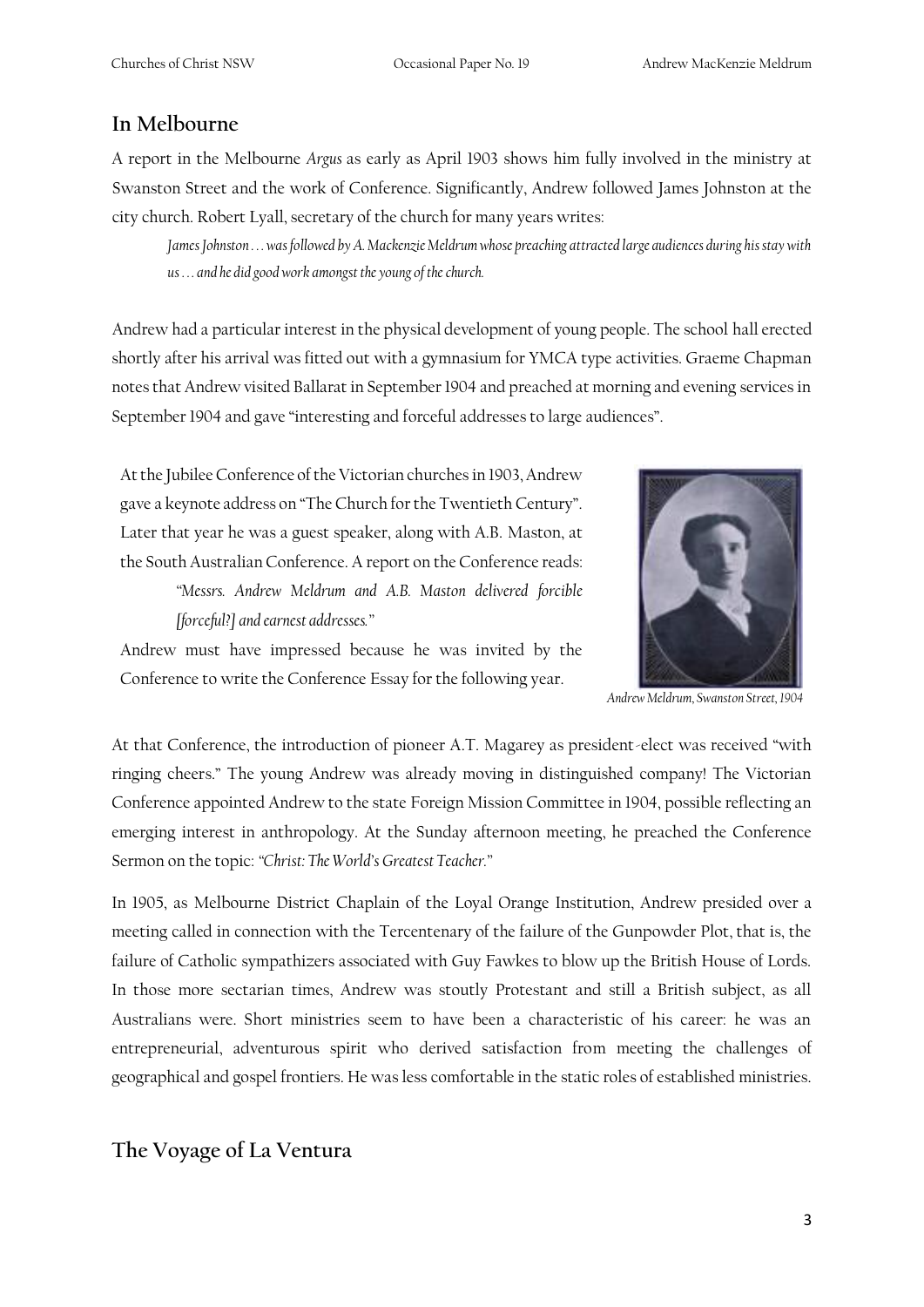## In Melbourne

A report in the Melbourne *Argus* as early as April 1903 shows him fully involved in the ministry at Swanston Street and the work of Conference. Significantly, Andrew followed James Johnston at the city church. Robert Lyall, secretary of the church for many years writes:

> *James Johnston … was followed by A. Mackenzie Meldrum whose preaching attracted large audiences during his stay with us … and he did good work amongst the young of the church.*

Andrew had a particular interest in the physical development of young people. The school hall erected shortly after his arrival was fitted out with a gymnasium for YMCA type activities. Graeme Chapman notes that Andrew visited Ballarat in September 1904 and preached at morning and evening services in September 1904 and gave "interesting and forceful addresses to large audiences".

At the Jubilee Conference of the Victorian churches in 1903, Andrew gave a keynote address on "The Church for the Twentieth Century". Later that year he was a guest speaker, along with A.B. Maston, at the South Australian Conference. A report on the Conference reads:

> *"Messrs. Andrew Meldrum and A.B. Maston delivered forcible [forceful?] and earnest addresses."*

Andrew must have impressed because he was invited by the Conference to write the Conference Essay for the following year.

*Andrew Meldrum, Swanston Street, 1904*

At that Conference, the introduction of pioneer A.T. Magarey as president-elect was received "with ringing cheers." The young Andrew was already moving in distinguished company! The Victorian Conference appointed Andrew to the state Foreign Mission Committee in 1904, possible reflecting an emerging interest in anthropology. At the Sunday afternoon meeting, he preached the Conference Sermon on the topic: *"Christ: The World's Greatest Teacher."*

In 1905, as Melbourne District Chaplain of the Loyal Orange Institution, Andrew presided over a meeting called in connection with the Tercentenary of the failure of the Gunpowder Plot, that is, the failure of Catholic sympathizers associated with Guy Fawkes to blow up the British House of Lords. In those more sectarian times, Andrew was stoutly Protestant and still a British subject, as all Australians were. Short ministries seem to have been a characteristic of his career: he was an entrepreneurial, adventurous spirit who derived satisfaction from meeting the challenges of geographical and gospel frontiers. He was less comfortable in the static roles of established ministries.

## The Voyage of La Ventura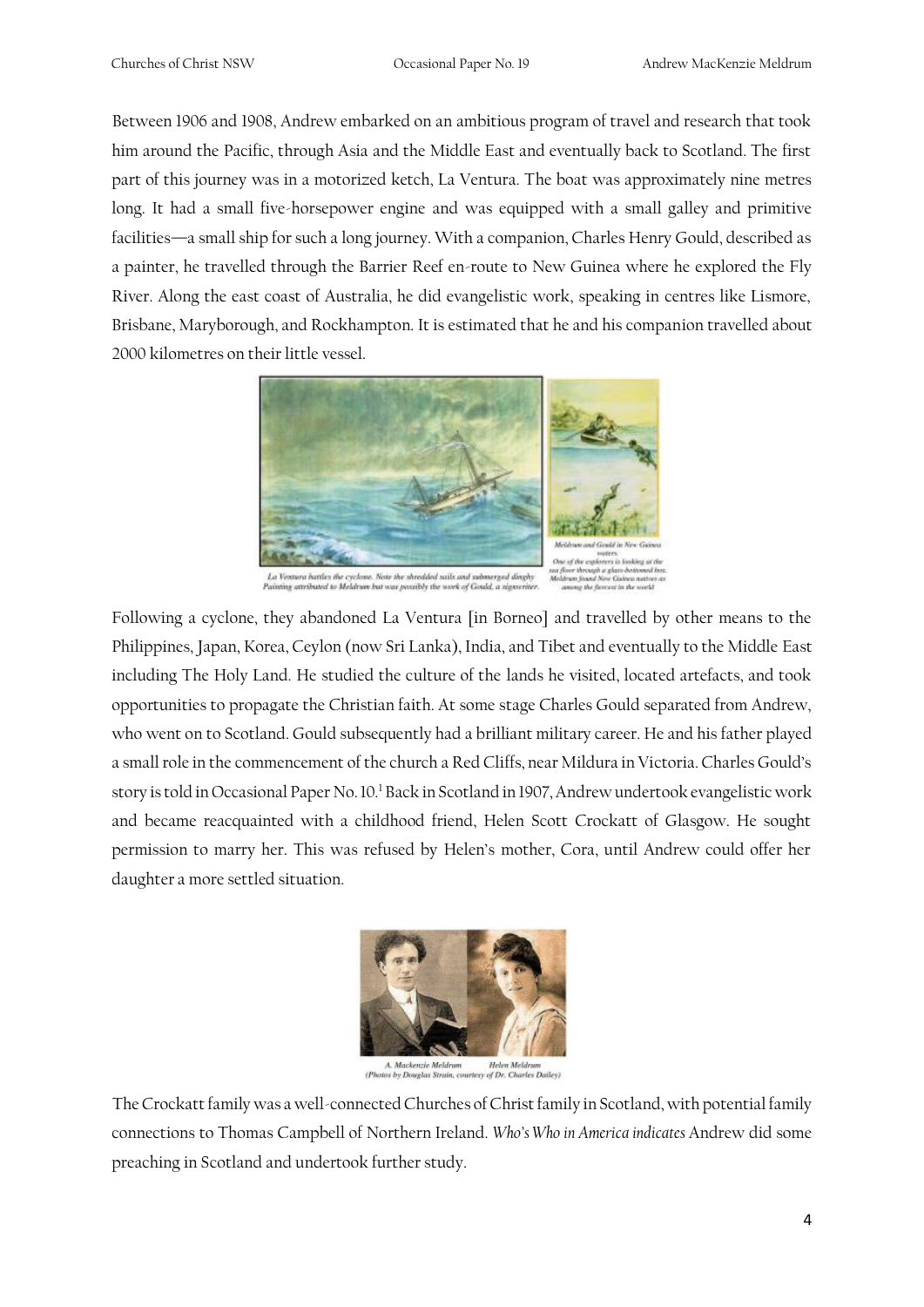Between 1906 and 1908, Andrew embarked on an ambitious program of travel and research that took him around the Pacific, through Asia and the Middle East and eventually back to Scotland. The first part of this journey was in a motorized ketch, La Ventura. The boat was approximately nine metres long. It had a small five-horsepower engine and was equipped with a small galley and primitive facilities—a small ship for such a long journey. With a companion, Charles Henry Gould, described as a painter, he travelled through the Barrier Reef en-route to New Guinea where he explored the Fly River. Along the east coast of Australia, he did evangelistic work, speaking in centres like Lismore, Brisbane, Maryborough, and Rockhampton. It is estimated that he and his companion travelled about 2000 kilometres on their little vessel.

*La Ventura battles the cyclone. Note the shredded sails and submerged dinghy. Painting attributed to Meldrum but was possibly the work of Gould, a signwriter.*

*Meldrum and Gould in New Guinea waters. One of the explorers is looking at the sea floor through a glass-bottomed box. Meldrum found New Guinea natives as among the fiercest in the world.*

Following a cyclone, they abandoned La Ventura [in Borneo] and travelled by other means to the Philippines, Japan, Korea, Ceylon (now Sri Lanka), India, and Tibet and eventually to the Middle East including The Holy Land. He studied the culture of the lands he visited, located artefacts, and took opportunities to propagate the Christian faith. At some stage Charles Gould separated from Andrew, who went on to Scotland. Gould subsequently had a brilliant military career. He and his father played a small role in the commencement of the church a Red Cliffs, near Mildura in Victoria. Charles Gould's story is told in Occasional Paper No. 10.[1] Back in Scotland in 1907, Andrew undertook evangelistic work and became reacquainted with a childhood friend, Helen Scott Crockatt of Glasgow. He sought permission to marry her. This was refused by Helen's mother, Cora, until Andrew could offer her daughter a more settled situation.

*A. Mackenzie Meldrum Helen Meldrum*
*(Photos by Douglas Strain, courtesy of Dr. Charles Dailey)*

The Crockatt family was a well-connected Churches of Christ family in Scotland, with potential family connections to Thomas Campbell of Northern Ireland. *Who's Who in America indicates* Andrew did some preaching in Scotland and undertook further study.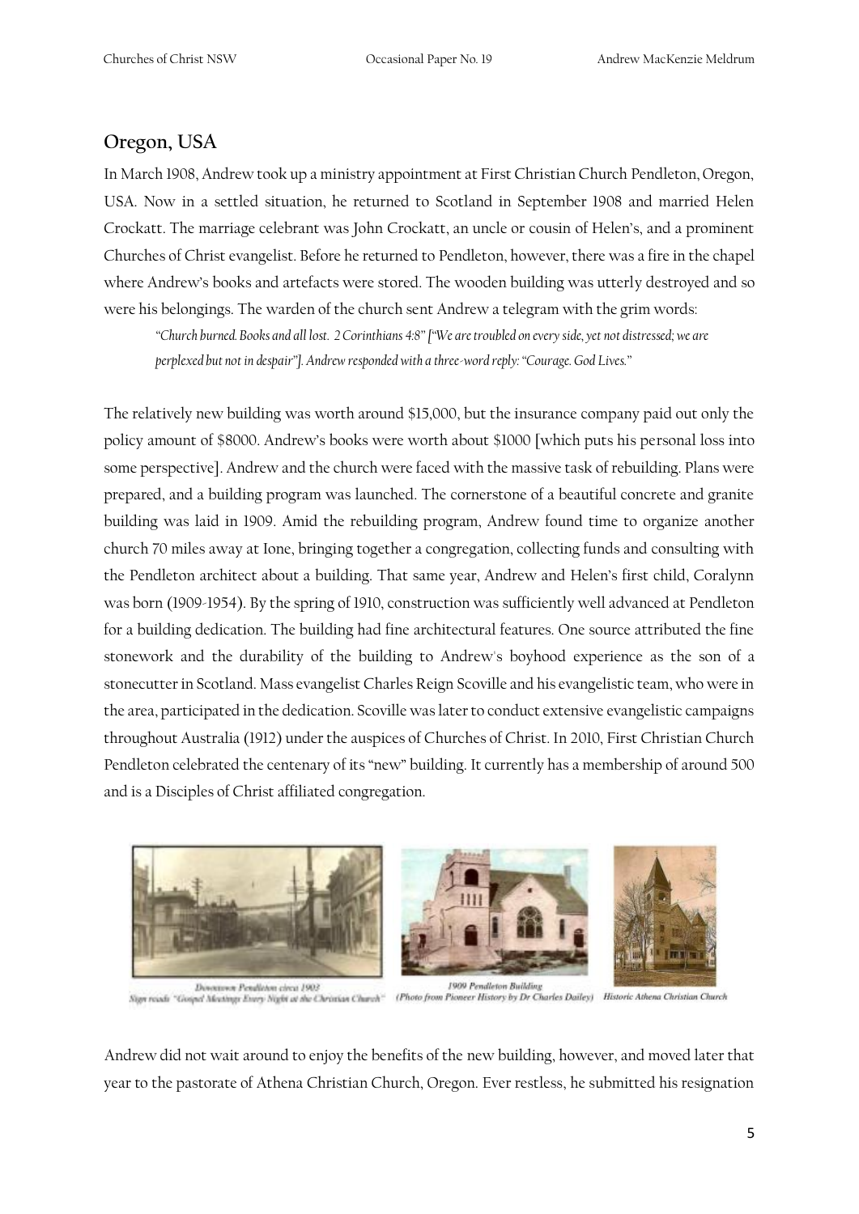## Oregon, USA

In March 1908, Andrew took up a ministry appointment at First Christian Church Pendleton, Oregon, USA. Now in a settled situation, he returned to Scotland in September 1908 and married Helen Crockatt. The marriage celebrant was John Crockatt, an uncle or cousin of Helen's, and a prominent Churches of Christ evangelist. Before he returned to Pendleton, however, there was a fire in the chapel where Andrew's books and artefacts were stored. The wooden building was utterly destroyed and so were his belongings. The warden of the church sent Andrew a telegram with the grim words:

> *"Church burned. Books and all lost. 2 Corinthians 4:8" ["We are troubled on every side, yet not distressed; we are perplexed but not in despair"]. Andrew responded with a three-word reply: "Courage. God Lives."*

The relatively new building was worth around $15,000, but the insurance company paid out only the policy amount of $8000. Andrew's books were worth about $1000 [which puts his personal loss into some perspective]. Andrew and the church were faced with the massive task of rebuilding. Plans were prepared, and a building program was launched. The cornerstone of a beautiful concrete and granite building was laid in 1909. Amid the rebuilding program, Andrew found time to organize another church 70 miles away at Ione, bringing together a congregation, collecting funds and consulting with the Pendleton architect about a building. That same year, Andrew and Helen's first child, Coralynn was born (1909-1954). By the spring of 1910, construction was sufficiently well advanced at Pendleton for a building dedication. The building had fine architectural features. One source attributed the fine stonework and the durability of the building to Andrew's boyhood experience as the son of a stonecutter in Scotland. Mass evangelist Charles Reign Scoville and his evangelistic team, who were in the area, participated in the dedication. Scoville was later to conduct extensive evangelistic campaigns throughout Australia (1912) under the auspices of Churches of Christ. In 2010, First Christian Church Pendleton celebrated the centenary of its "new" building. It currently has a membership of around 500 and is a Disciples of Christ affiliated congregation.

Downtown Pendleton circa 1902
Sign reads "Gospel Meetings Every Night at the Christian Church"

1909 Pendleton Building
(Photo from Pioneer History by Dr Charles Dailey)

Historic Athena Christian Church

Andrew did not wait around to enjoy the benefits of the new building, however, and moved later that year to the pastorate of Athena Christian Church, Oregon. Ever restless, he submitted his resignation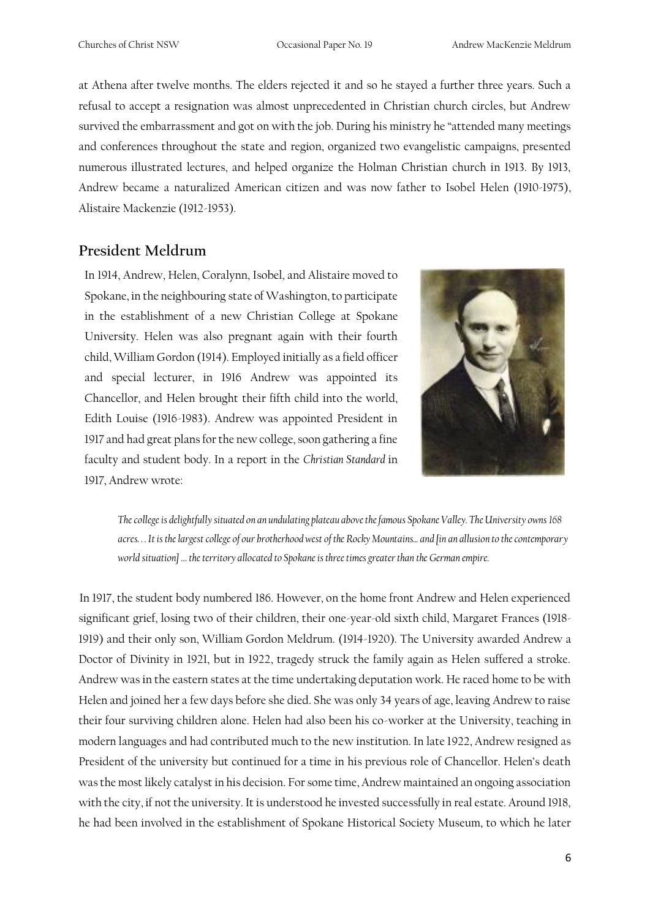at Athena after twelve months. The elders rejected it and so he stayed a further three years. Such a refusal to accept a resignation was almost unprecedented in Christian church circles, but Andrew survived the embarrassment and got on with the job. During his ministry he "attended many meetings and conferences throughout the state and region, organized two evangelistic campaigns, presented numerous illustrated lectures, and helped organize the Holman Christian church in 1913. By 1913, Andrew became a naturalized American citizen and was now father to Isobel Helen (1910-1975), Alistaire Mackenzie (1912-1953).

## President Meldrum

In 1914, Andrew, Helen, Coralynn, Isobel, and Alistaire moved to Spokane, in the neighbouring state of Washington, to participate in the establishment of a new Christian College at Spokane University. Helen was also pregnant again with their fourth child, William Gordon (1914). Employed initially as a field officer and special lecturer, in 1916 Andrew was appointed its Chancellor, and Helen brought their fifth child into the world, Edith Louise (1916-1983). Andrew was appointed President in 1917 and had great plans for the new college, soon gathering a fine faculty and student body. In a report in the *Christian Standard* in 1917, Andrew wrote:

> *The college is delightfully situated on an undulating plateau above the famous Spokane Valley. The University owns 168 acres. . . It is the largest college of our brotherhood west of the Rocky Mountains... and [in an allusion to the contemporary world situation] … the territory allocated to Spokane is three times greater than the German empire.*

In 1917, the student body numbered 186. However, on the home front Andrew and Helen experienced significant grief, losing two of their children, their one-year-old sixth child, Margaret Frances (1918-1919) and their only son, William Gordon Meldrum. (1914-1920). The University awarded Andrew a Doctor of Divinity in 1921, but in 1922, tragedy struck the family again as Helen suffered a stroke. Andrew was in the eastern states at the time undertaking deputation work. He raced home to be with Helen and joined her a few days before she died. She was only 34 years of age, leaving Andrew to raise their four surviving children alone. Helen had also been his co-worker at the University, teaching in modern languages and had contributed much to the new institution. In late 1922, Andrew resigned as President of the university but continued for a time in his previous role of Chancellor. Helen's death was the most likely catalyst in his decision. For some time, Andrew maintained an ongoing association with the city, if not the university. It is understood he invested successfully in real estate. Around 1918, he had been involved in the establishment of Spokane Historical Society Museum, to which he later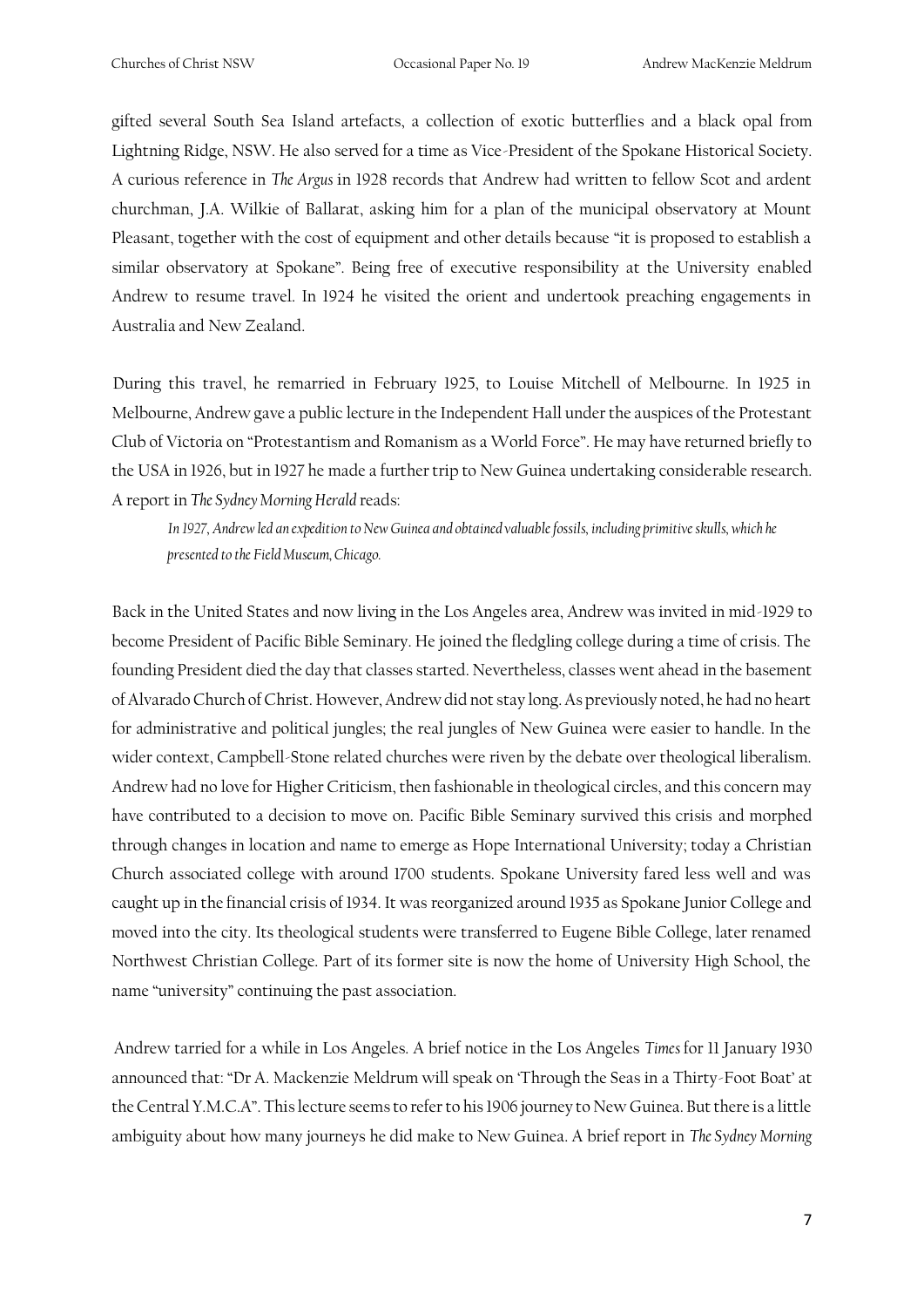gifted several South Sea Island artefacts, a collection of exotic butterflies and a black opal from Lightning Ridge, NSW. He also served for a time as Vice-President of the Spokane Historical Society. A curious reference in *The Argus* in 1928 records that Andrew had written to fellow Scot and ardent churchman, J.A. Wilkie of Ballarat, asking him for a plan of the municipal observatory at Mount Pleasant, together with the cost of equipment and other details because "it is proposed to establish a similar observatory at Spokane". Being free of executive responsibility at the University enabled Andrew to resume travel. In 1924 he visited the orient and undertook preaching engagements in Australia and New Zealand.

During this travel, he remarried in February 1925, to Louise Mitchell of Melbourne. In 1925 in Melbourne, Andrew gave a public lecture in the Independent Hall under the auspices of the Protestant Club of Victoria on "Protestantism and Romanism as a World Force". He may have returned briefly to the USA in 1926, but in 1927 he made a further trip to New Guinea undertaking considerable research. A report in *The Sydney Morning Herald* reads:

> *In 1927, Andrew led an expedition to New Guinea and obtained valuable fossils, including primitive skulls, which he presented to the Field Museum, Chicago.*

Back in the United States and now living in the Los Angeles area, Andrew was invited in mid-1929 to become President of Pacific Bible Seminary. He joined the fledgling college during a time of crisis. The founding President died the day that classes started. Nevertheless, classes went ahead in the basement of Alvarado Church of Christ. However, Andrew did not stay long. As previously noted, he had no heart for administrative and political jungles; the real jungles of New Guinea were easier to handle. In the wider context, Campbell-Stone related churches were riven by the debate over theological liberalism. Andrew had no love for Higher Criticism, then fashionable in theological circles, and this concern may have contributed to a decision to move on. Pacific Bible Seminary survived this crisis and morphed through changes in location and name to emerge as Hope International University; today a Christian Church associated college with around 1700 students. Spokane University fared less well and was caught up in the financial crisis of 1934. It was reorganized around 1935 as Spokane Junior College and moved into the city. Its theological students were transferred to Eugene Bible College, later renamed Northwest Christian College. Part of its former site is now the home of University High School, the name "university" continuing the past association.

Andrew tarried for a while in Los Angeles. A brief notice in the Los Angeles *Times* for 11 January 1930 announced that: "Dr A. Mackenzie Meldrum will speak on 'Through the Seas in a Thirty-Foot Boat' at the Central Y.M.C.A". This lecture seems to refer to his 1906 journey to New Guinea. But there is a little ambiguity about how many journeys he did make to New Guinea. A brief report in *The Sydney Morning*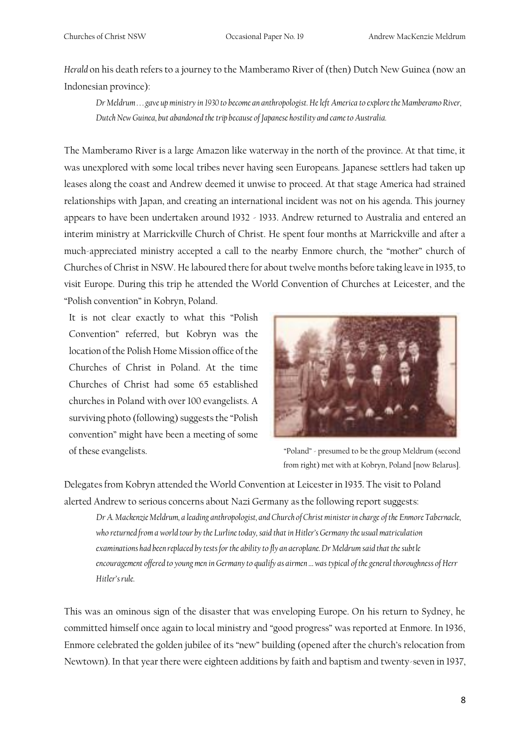*Herald* on his death refers to a journey to the Mamberamo River of (then) Dutch New Guinea (now an Indonesian province):

> *Dr Meldrum … gave up ministry in 1930 to become an anthropologist. He left America to explore the Mamberamo River, Dutch New Guinea, but abandoned the trip because of Japanese hostility and came to Australia.*

The Mamberamo River is a large Amazon like waterway in the north of the province. At that time, it was unexplored with some local tribes never having seen Europeans. Japanese settlers had taken up leases along the coast and Andrew deemed it unwise to proceed. At that stage America had strained relationships with Japan, and creating an international incident was not on his agenda. This journey appears to have been undertaken around 1932 - 1933. Andrew returned to Australia and entered an interim ministry at Marrickville Church of Christ. He spent four months at Marrickville and after a much-appreciated ministry accepted a call to the nearby Enmore church, the "mother" church of Churches of Christ in NSW. He laboured there for about twelve months before taking leave in 1935, to visit Europe. During this trip he attended the World Convention of Churches at Leicester, and the "Polish convention" in Kobryn, Poland.

It is not clear exactly to what this "Polish Convention" referred, but Kobryn was the location of the Polish Home Mission office of the Churches of Christ in Poland. At the time Churches of Christ had some 65 established churches in Poland with over 100 evangelists. A surviving photo (following) suggests the "Polish convention" might have been a meeting of some of these evangelists.

"Poland" - presumed to be the group Meldrum (second from right) met with at Kobryn, Poland [now Belarus].

Delegates from Kobryn attended the World Convention at Leicester in 1935. The visit to Poland alerted Andrew to serious concerns about Nazi Germany as the following report suggests:

> *Dr A. Mackenzie Meldrum, a leading anthropologist, and Church of Christ minister in charge of the Enmore Tabernacle, who returned from a world tour by the Lurline today, said that in Hitler's Germany the usual matriculation examinations had been replaced by tests for the ability to fly an aeroplane. Dr Meldrum said that the subtle encouragement offered to young men in Germany to qualify as airmen … was typical of the general thoroughness of Herr Hitler's rule.*

This was an ominous sign of the disaster that was enveloping Europe. On his return to Sydney, he committed himself once again to local ministry and "good progress" was reported at Enmore. In 1936, Enmore celebrated the golden jubilee of its "new" building (opened after the church's relocation from Newtown). In that year there were eighteen additions by faith and baptism and twenty-seven in 1937,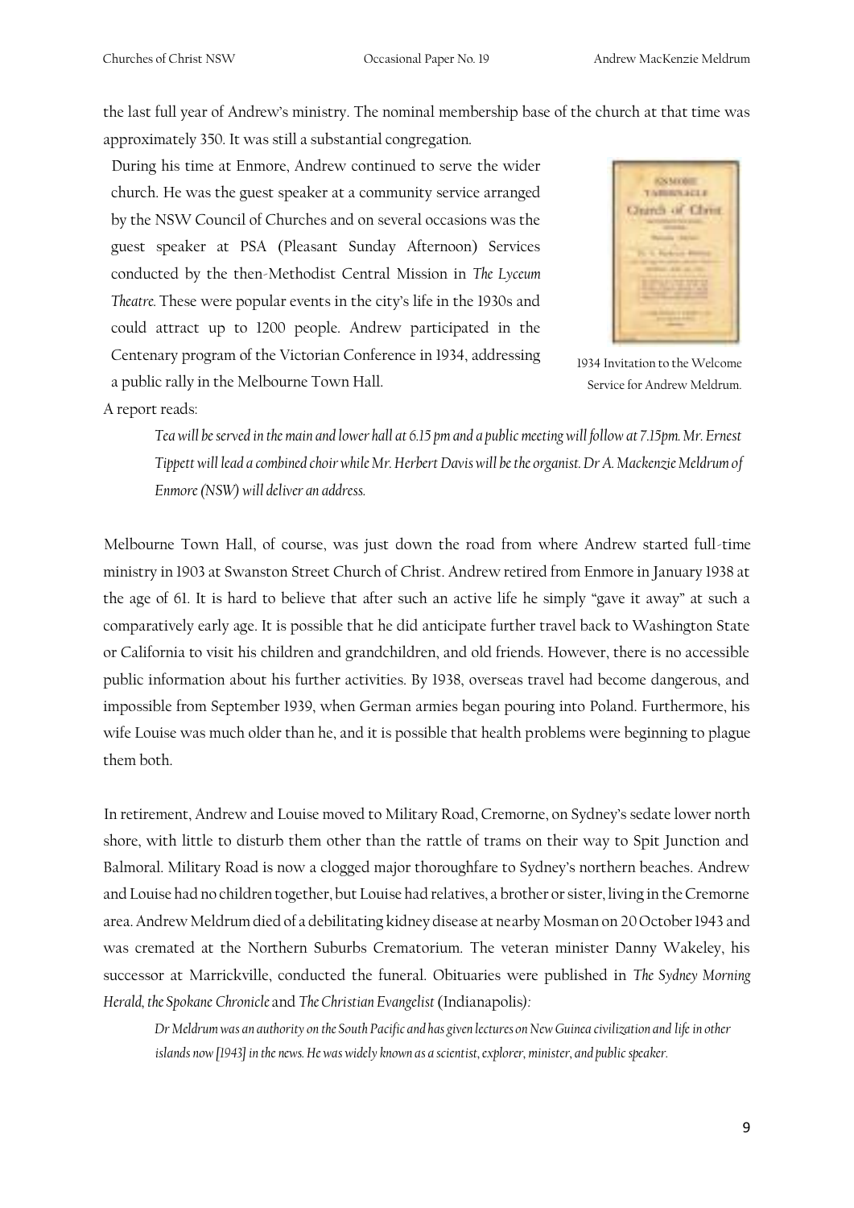the last full year of Andrew's ministry. The nominal membership base of the church at that time was approximately 350. It was still a substantial congregation.

During his time at Enmore, Andrew continued to serve the wider church. He was the guest speaker at a community service arranged by the NSW Council of Churches and on several occasions was the guest speaker at PSA (Pleasant Sunday Afternoon) Services conducted by the then-Methodist Central Mission in *The Lyceum Theatre*. These were popular events in the city's life in the 1930s and could attract up to 1200 people. Andrew participated in the Centenary program of the Victorian Conference in 1934, addressing a public rally in the Melbourne Town Hall.

1934 Invitation to the Welcome Service for Andrew Meldrum.

A report reads:

> *Tea will be served in the main and lower hall at 6.15 pm and a public meeting will follow at 7.15pm. Mr. Ernest Tippett will lead a combined choir while Mr. Herbert Davis will be the organist. Dr A. Mackenzie Meldrum of Enmore (NSW) will deliver an address.*

Melbourne Town Hall, of course, was just down the road from where Andrew started full-time ministry in 1903 at Swanston Street Church of Christ. Andrew retired from Enmore in January 1938 at the age of 61. It is hard to believe that after such an active life he simply "gave it away" at such a comparatively early age. It is possible that he did anticipate further travel back to Washington State or California to visit his children and grandchildren, and old friends. However, there is no accessible public information about his further activities. By 1938, overseas travel had become dangerous, and impossible from September 1939, when German armies began pouring into Poland. Furthermore, his wife Louise was much older than he, and it is possible that health problems were beginning to plague them both.

In retirement, Andrew and Louise moved to Military Road, Cremorne, on Sydney's sedate lower north shore, with little to disturb them other than the rattle of trams on their way to Spit Junction and Balmoral. Military Road is now a clogged major thoroughfare to Sydney's northern beaches. Andrew and Louise had no children together, but Louise had relatives, a brother or sister, living in the Cremorne area. Andrew Meldrum died of a debilitating kidney disease at nearby Mosman on 20 October 1943 and was cremated at the Northern Suburbs Crematorium. The veteran minister Danny Wakeley, his successor at Marrickville, conducted the funeral. Obituaries were published in *The Sydney Morning Herald*, *the Spokane Chronicle* and *The Christian Evangelist* (Indianapolis):

> *Dr Meldrum was an authority on the South Pacific and has given lectures on New Guinea civilization and life in other islands now [1943] in the news. He was widely known as a scientist, explorer, minister, and public speaker.*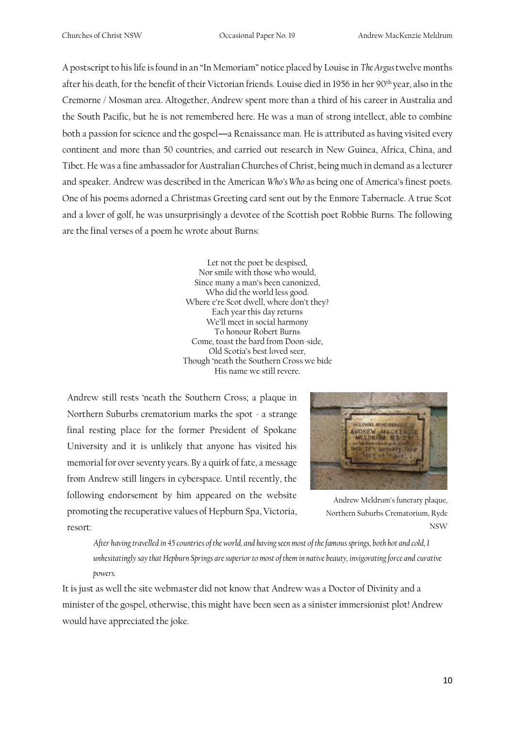A postscript to his life is found in an "In Memoriam" notice placed by Louise in *The Argus* twelve months after his death, for the benefit of their Victorian friends. Louise died in 1956 in her 90th year, also in the Cremorne / Mosman area. Altogether, Andrew spent more than a third of his career in Australia and the South Pacific, but he is not remembered here. He was a man of strong intellect, able to combine both a passion for science and the gospel—a Renaissance man. He is attributed as having visited every continent and more than 50 countries, and carried out research in New Guinea, Africa, China, and Tibet. He was a fine ambassador for Australian Churches of Christ, being much in demand as a lecturer and speaker. Andrew was described in the American *Who's Who* as being one of America's finest poets. One of his poems adorned a Christmas Greeting card sent out by the Enmore Tabernacle. A true Scot and a lover of golf, he was unsurprisingly a devotee of the Scottish poet Robbie Burns. The following are the final verses of a poem he wrote about Burns:

Let not the poet be despised,  
Nor smile with those who would,  
Since many a man's been canonized,  
Who did the world less good.  
Where e're Scot dwell, where don't they?  
Each year this day returns  
We'll meet in social harmony  
To honour Robert Burns  
Come, toast the bard from Doon-side,  
Old Scotia's best loved seer,  
Though 'neath the Southern Cross we bide  
His name we still revere.

Andrew still rests 'neath the Southern Cross; a plaque in Northern Suburbs crematorium marks the spot - a strange final resting place for the former President of Spokane University and it is unlikely that anyone has visited his memorial for over seventy years. By a quirk of fate, a message from Andrew still lingers in cyberspace. Until recently, the following endorsement by him appeared on the website promoting the recuperative values of Hepburn Spa, Victoria, resort:

Andrew Meldrum's funerary plaque, Northern Suburbs Crematorium, Ryde NSW

> *After having travelled in 45 countries of the world, and having seen most of the famous springs, both hot and cold, I unhesitatingly say that Hepburn Springs are superior to most of them in native beauty, invigorating force and curative powers.*

It is just as well the site webmaster did not know that Andrew was a Doctor of Divinity and a minister of the gospel, otherwise, this might have been seen as a sinister immersionist plot! Andrew would have appreciated the joke.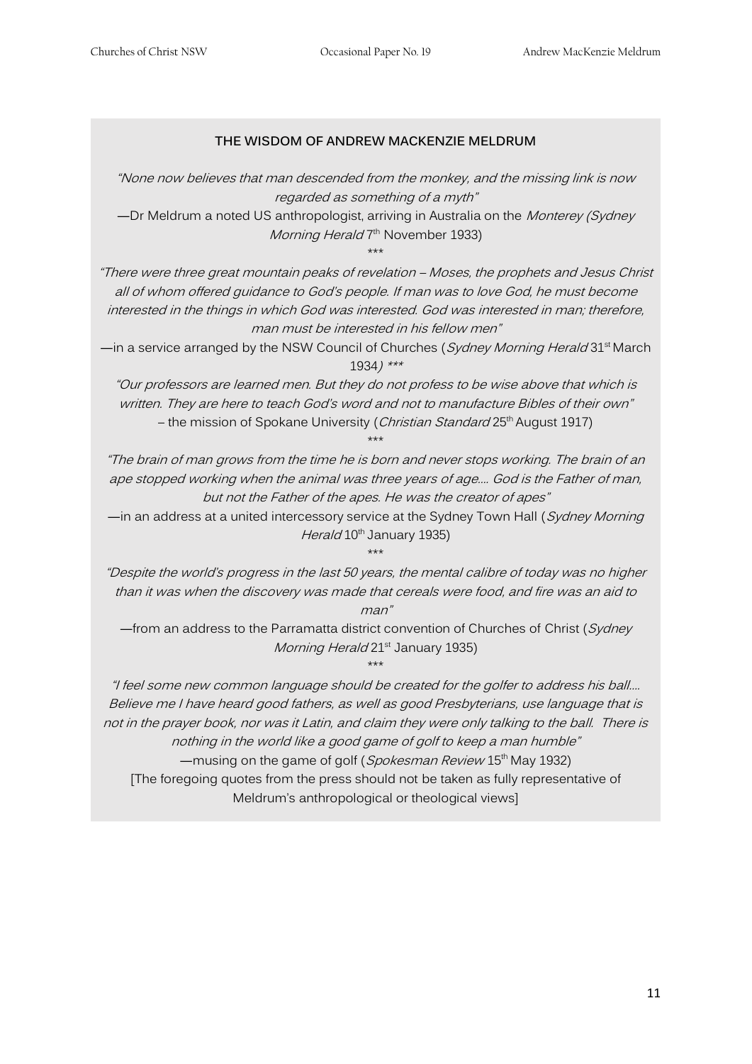**THE WISDOM OF ANDREW MACKENZIE MELDRUM**

*"None now believes that man descended from the monkey, and the missing link is now regarded as something of a myth"*

—Dr Meldrum a noted US anthropologist, arriving in Australia on the *Monterey (Sydney Morning Herald* 7th November 1933)

\*\*\*

*"There were three great mountain peaks of revelation – Moses, the prophets and Jesus Christ all of whom offered guidance to God's people. If man was to love God, he must become interested in the things in which God was interested. God was interested in man; therefore, man must be interested in his fellow men"*

—in a service arranged by the NSW Council of Churches (*Sydney Morning Herald* 31st March 1934*) \*\*\**

*"Our professors are learned men. But they do not profess to be wise above that which is written. They are here to teach God's word and not to manufacture Bibles of their own"*

– the mission of Spokane University (*Christian Standard* 25th August 1917)

\*\*\*

*"The brain of man grows from the time he is born and never stops working. The brain of an ape stopped working when the animal was three years of age.... God is the Father of man, but not the Father of the apes. He was the creator of apes"*

—in an address at a united intercessory service at the Sydney Town Hall (*Sydney Morning Herald* 10th January 1935)

\*\*\*

*"Despite the world's progress in the last 50 years, the mental calibre of today was no higher than it was when the discovery was made that cereals were food, and fire was an aid to man"*

—from an address to the Parramatta district convention of Churches of Christ (*Sydney Morning Herald* 21st January 1935)

\*\*\*

*"I feel some new common language should be created for the golfer to address his ball.... Believe me I have heard good fathers, as well as good Presbyterians, use language that is not in the prayer book, nor was it Latin, and claim they were only talking to the ball. There is nothing in the world like a good game of golf to keep a man humble"*

—musing on the game of golf (*Spokesman Review* 15th May 1932)

[The foregoing quotes from the press should not be taken as fully representative of Meldrum's anthropological or theological views]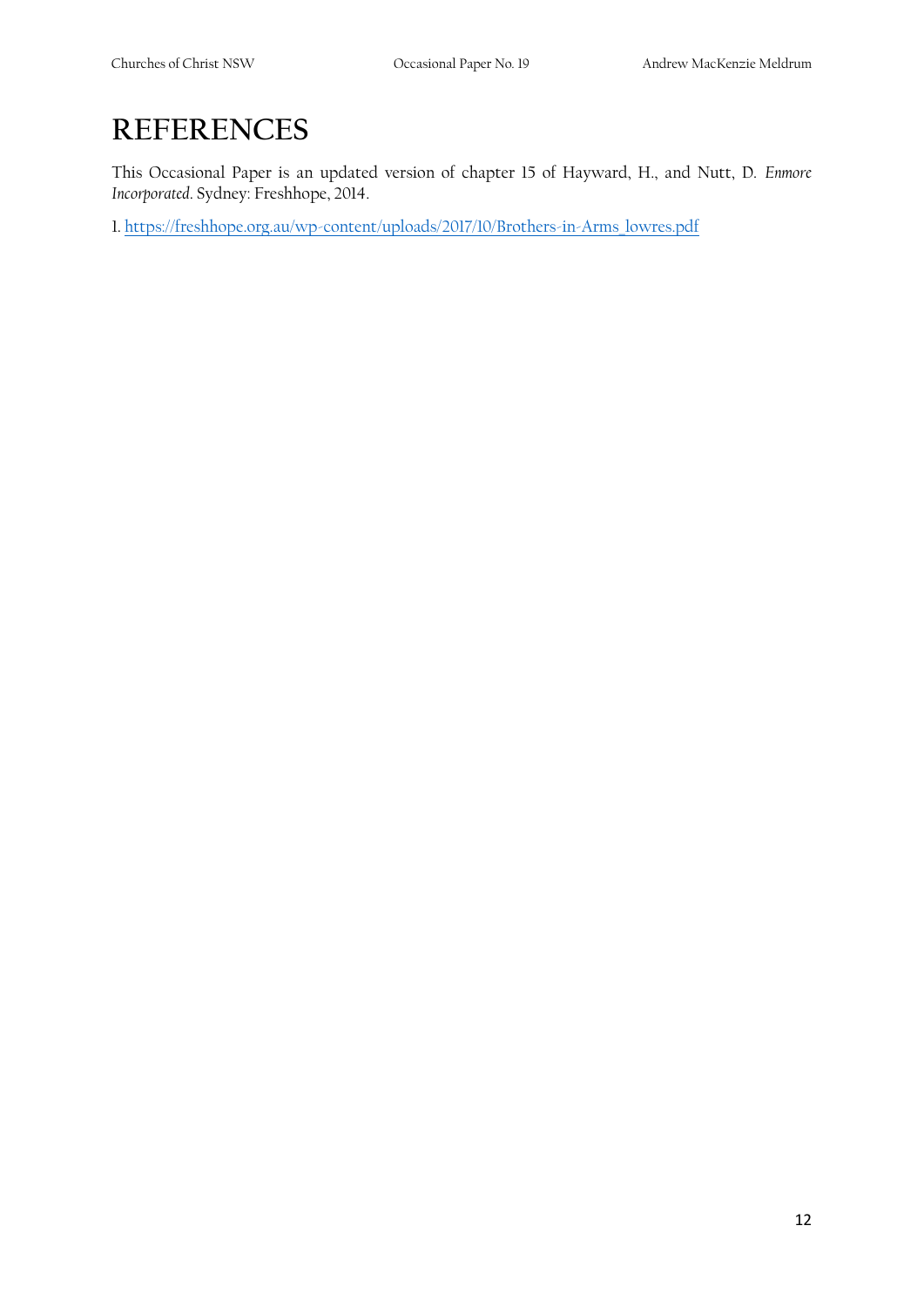# REFERENCES

This Occasional Paper is an updated version of chapter 15 of Hayward, H., and Nutt, D. *Enmore Incorporated*. Sydney: Freshhope, 2014.

1. https://freshhope.org.au/wp-content/uploads/2017/10/Brothers-in-Arms_lowres.pdf